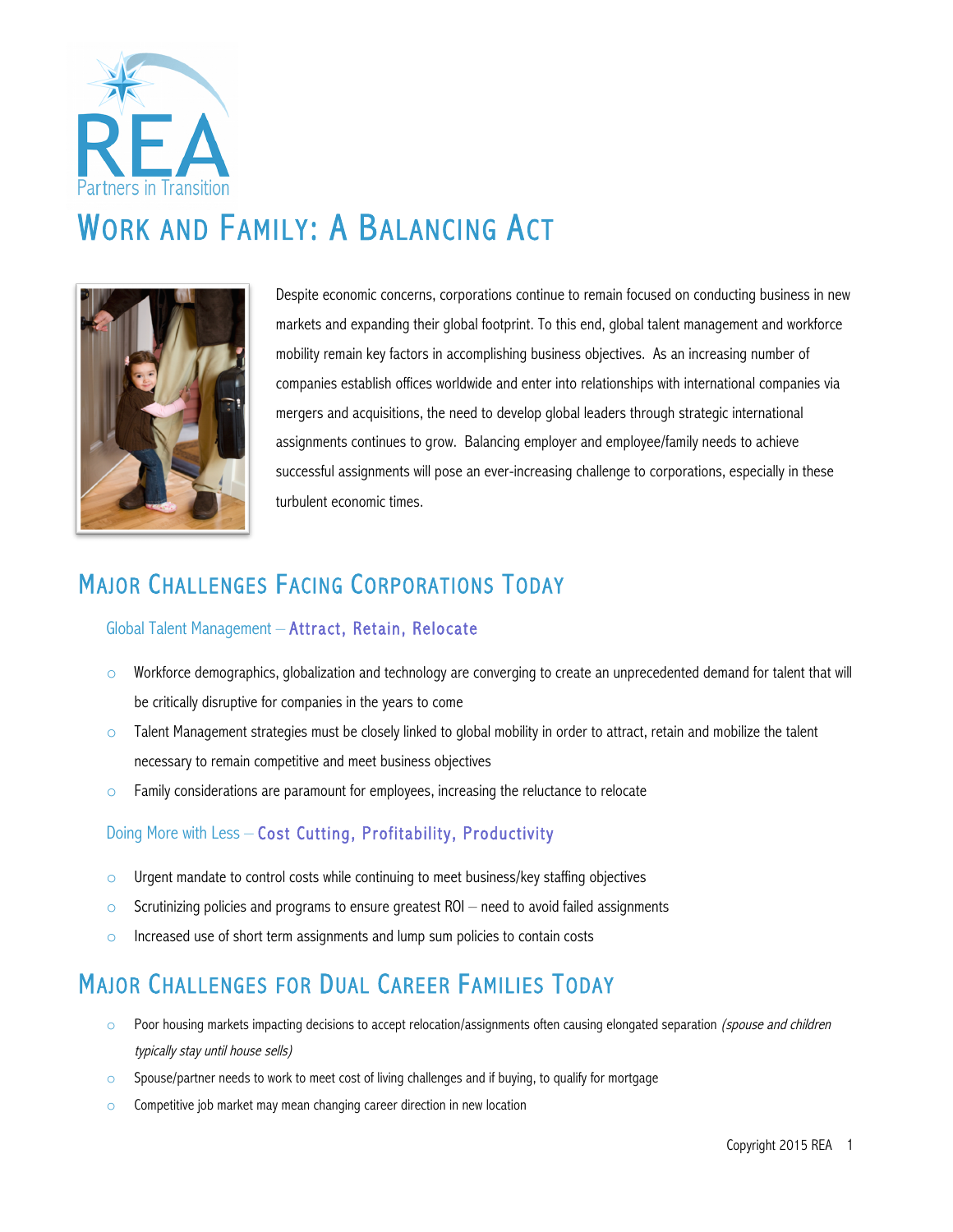REA
Partners in Transition

# Work and Family: A Balancing Act

Despite economic concerns, corporations continue to remain focused on conducting business in new markets and expanding their global footprint. To this end, global talent management and workforce mobility remain key factors in accomplishing business objectives. As an increasing number of companies establish offices worldwide and enter into relationships with international companies via mergers and acquisitions, the need to develop global leaders through strategic international assignments continues to grow. Balancing employer and employee/family needs to achieve successful assignments will pose an ever-increasing challenge to corporations, especially in these turbulent economic times.

## Major Challenges Facing Corporations Today

### Global Talent Management – Attract, Retain, Relocate

- Workforce demographics, globalization and technology are converging to create an unprecedented demand for talent that will be critically disruptive for companies in the years to come
- Talent Management strategies must be closely linked to global mobility in order to attract, retain and mobilize the talent necessary to remain competitive and meet business objectives
- Family considerations are paramount for employees, increasing the reluctance to relocate

### Doing More with Less – Cost Cutting, Profitability, Productivity

- Urgent mandate to control costs while continuing to meet business/key staffing objectives
- Scrutinizing policies and programs to ensure greatest ROI – need to avoid failed assignments
- Increased use of short term assignments and lump sum policies to contain costs

## Major Challenges for Dual Career Families Today

- Poor housing markets impacting decisions to accept relocation/assignments often causing elongated separation *(spouse and children typically stay until house sells)*
- Spouse/partner needs to work to meet cost of living challenges and if buying, to qualify for mortgage
- Competitive job market may mean changing career direction in new location

Copyright 2015 REA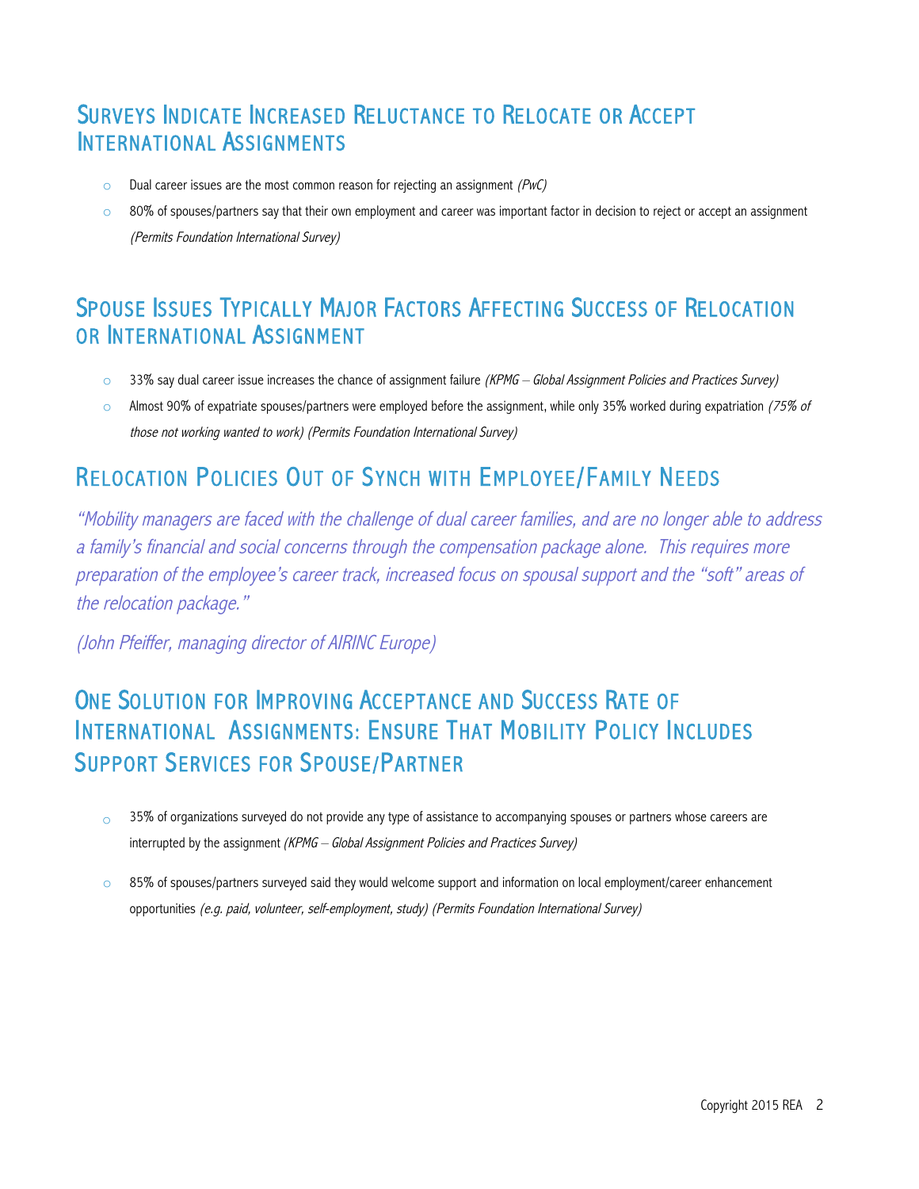## Surveys Indicate Increased Reluctance to Relocate or Accept International Assignments

- Dual career issues are the most common reason for rejecting an assignment *(PwC)*
- 80% of spouses/partners say that their own employment and career was important factor in decision to reject or accept an assignment *(Permits Foundation International Survey)*

## Spouse Issues Typically Major Factors Affecting Success of Relocation or International Assignment

- 33% say dual career issue increases the chance of assignment failure *(KPMG – Global Assignment Policies and Practices Survey)*
- Almost 90% of expatriate spouses/partners were employed before the assignment, while only 35% worked during expatriation *(75% of those not working wanted to work) (Permits Foundation International Survey)*

## Relocation Policies Out of Synch with Employee/Family Needs

*"Mobility managers are faced with the challenge of dual career families, and are no longer able to address a family's financial and social concerns through the compensation package alone. This requires more preparation of the employee's career track, increased focus on spousal support and the "soft" areas of the relocation package."*

*(John Pfeiffer, managing director of AIRINC Europe)*

## One Solution for Improving Acceptance and Success Rate of International Assignments: Ensure That Mobility Policy Includes Support Services for Spouse/Partner

- 35% of organizations surveyed do not provide any type of assistance to accompanying spouses or partners whose careers are interrupted by the assignment *(KPMG – Global Assignment Policies and Practices Survey)*
- 85% of spouses/partners surveyed said they would welcome support and information on local employment/career enhancement opportunities *(e.g. paid, volunteer, self-employment, study) (Permits Foundation International Survey)*

Copyright 2015 REA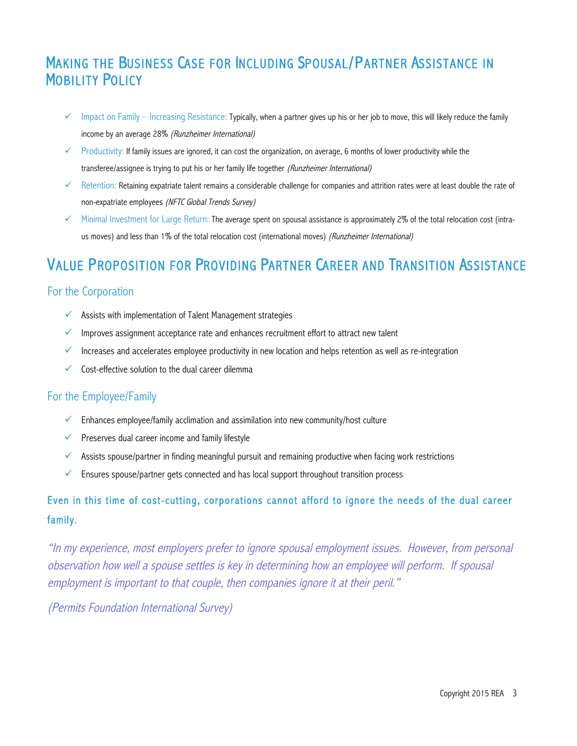## Making the Business Case for Including Spousal/Partner Assistance in Mobility Policy

- ✓ Impact on Family – Increasing Resistance: Typically, when a partner gives up his or her job to move, this will likely reduce the family income by an average 28% *(Runzheimer International)*
- ✓ Productivity: If family issues are ignored, it can cost the organization, on average, 6 months of lower productivity while the transferee/assignee is trying to put his or her family life together *(Runzheimer International)*
- ✓ Retention: Retaining expatriate talent remains a considerable challenge for companies and attrition rates were at least double the rate of non-expatriate employees *(NFTC Global Trends Survey)*
- ✓ Minimal Investment for Large Return: The average spent on spousal assistance is approximately 2% of the total relocation cost (intra-us moves) and less than 1% of the total relocation cost (international moves) *(Runzheimer International)*

## Value Proposition for Providing Partner Career and Transition Assistance

### For the Corporation

- ✓ Assists with implementation of Talent Management strategies
- ✓ Improves assignment acceptance rate and enhances recruitment effort to attract new talent
- ✓ Increases and accelerates employee productivity in new location and helps retention as well as re-integration
- ✓ Cost-effective solution to the dual career dilemma

### For the Employee/Family

- ✓ Enhances employee/family acclimation and assimilation into new community/host culture
- ✓ Preserves dual career income and family lifestyle
- ✓ Assists spouse/partner in finding meaningful pursuit and remaining productive when facing work restrictions
- ✓ Ensures spouse/partner gets connected and has local support throughout transition process

**Even in this time of cost-cutting, corporations cannot afford to ignore the needs of the dual career family.**

*"In my experience, most employers prefer to ignore spousal employment issues. However, from personal observation how well a spouse settles is key in determining how an employee will perform. If spousal employment is important to that couple, then companies ignore it at their peril."*

*(Permits Foundation International Survey)*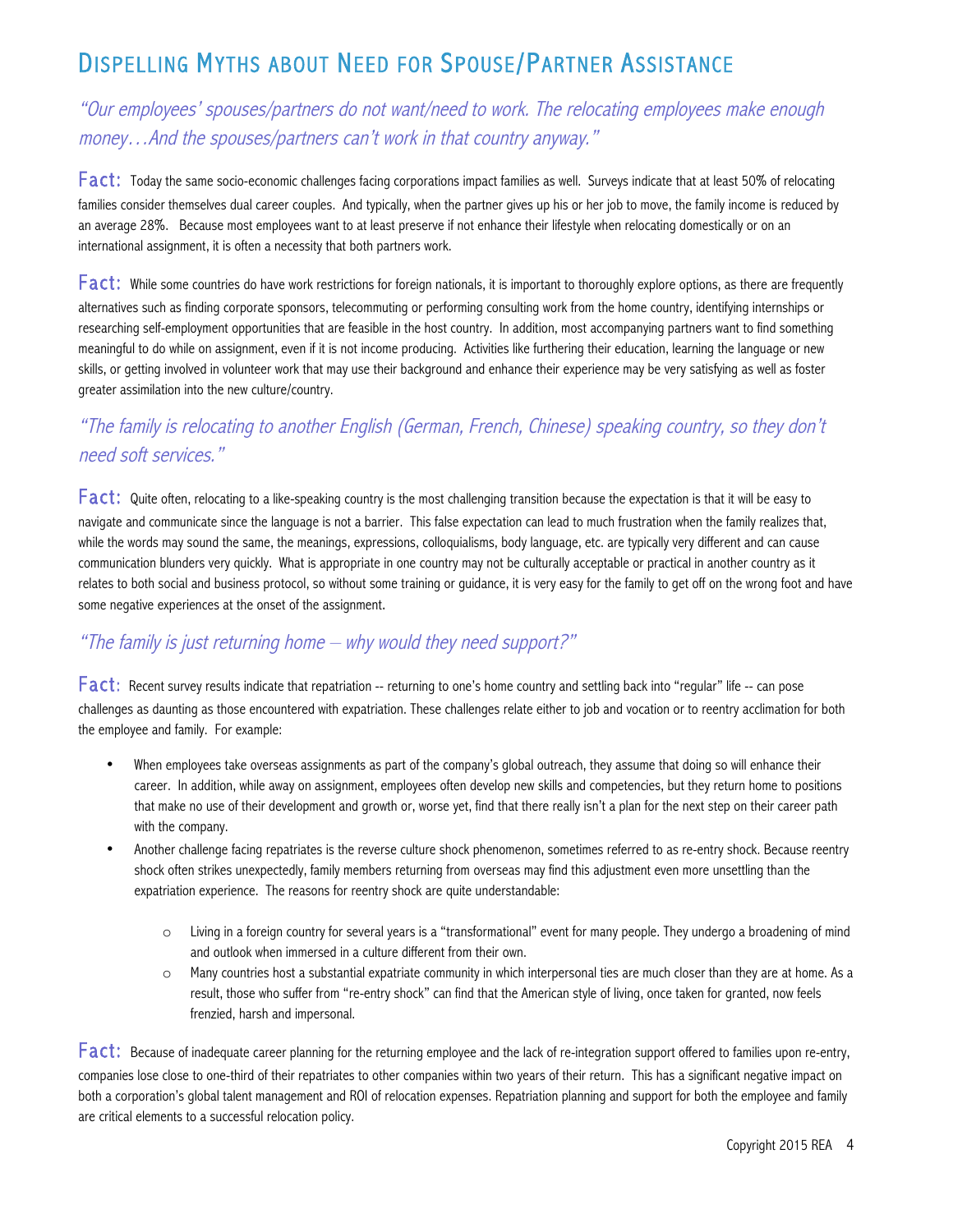# Dispelling Myths about Need for Spouse/Partner Assistance

*"Our employees' spouses/partners do not want/need to work. The relocating employees make enough money…And the spouses/partners can't work in that country anyway."*

**Fact:** Today the same socio-economic challenges facing corporations impact families as well. Surveys indicate that at least 50% of relocating families consider themselves dual career couples. And typically, when the partner gives up his or her job to move, the family income is reduced by an average 28%. Because most employees want to at least preserve if not enhance their lifestyle when relocating domestically or on an international assignment, it is often a necessity that both partners work.

**Fact:** While some countries do have work restrictions for foreign nationals, it is important to thoroughly explore options, as there are frequently alternatives such as finding corporate sponsors, telecommuting or performing consulting work from the home country, identifying internships or researching self-employment opportunities that are feasible in the host country. In addition, most accompanying partners want to find something meaningful to do while on assignment, even if it is not income producing. Activities like furthering their education, learning the language or new skills, or getting involved in volunteer work that may use their background and enhance their experience may be very satisfying as well as foster greater assimilation into the new culture/country.

*"The family is relocating to another English (German, French, Chinese) speaking country, so they don't need soft services."*

**Fact:** Quite often, relocating to a like-speaking country is the most challenging transition because the expectation is that it will be easy to navigate and communicate since the language is not a barrier. This false expectation can lead to much frustration when the family realizes that, while the words may sound the same, the meanings, expressions, colloquialisms, body language, etc. are typically very different and can cause communication blunders very quickly. What is appropriate in one country may not be culturally acceptable or practical in another country as it relates to both social and business protocol, so without some training or guidance, it is very easy for the family to get off on the wrong foot and have some negative experiences at the onset of the assignment.

*"The family is just returning home – why would they need support?"*

**Fact:** Recent survey results indicate that repatriation -- returning to one's home country and settling back into "regular" life -- can pose challenges as daunting as those encountered with expatriation. These challenges relate either to job and vocation or to reentry acclimation for both the employee and family. For example:

- When employees take overseas assignments as part of the company's global outreach, they assume that doing so will enhance their career. In addition, while away on assignment, employees often develop new skills and competencies, but they return home to positions that make no use of their development and growth or, worse yet, find that there really isn't a plan for the next step on their career path with the company.
- Another challenge facing repatriates is the reverse culture shock phenomenon, sometimes referred to as re-entry shock. Because reentry shock often strikes unexpectedly, family members returning from overseas may find this adjustment even more unsettling than the expatriation experience. The reasons for reentry shock are quite understandable:
  - Living in a foreign country for several years is a "transformational" event for many people. They undergo a broadening of mind and outlook when immersed in a culture different from their own.
  - Many countries host a substantial expatriate community in which interpersonal ties are much closer than they are at home. As a result, those who suffer from "re-entry shock" can find that the American style of living, once taken for granted, now feels frenzied, harsh and impersonal.

**Fact:** Because of inadequate career planning for the returning employee and the lack of re-integration support offered to families upon re-entry, companies lose close to one-third of their repatriates to other companies within two years of their return. This has a significant negative impact on both a corporation's global talent management and ROI of relocation expenses. Repatriation planning and support for both the employee and family are critical elements to a successful relocation policy.

Copyright 2015 REA